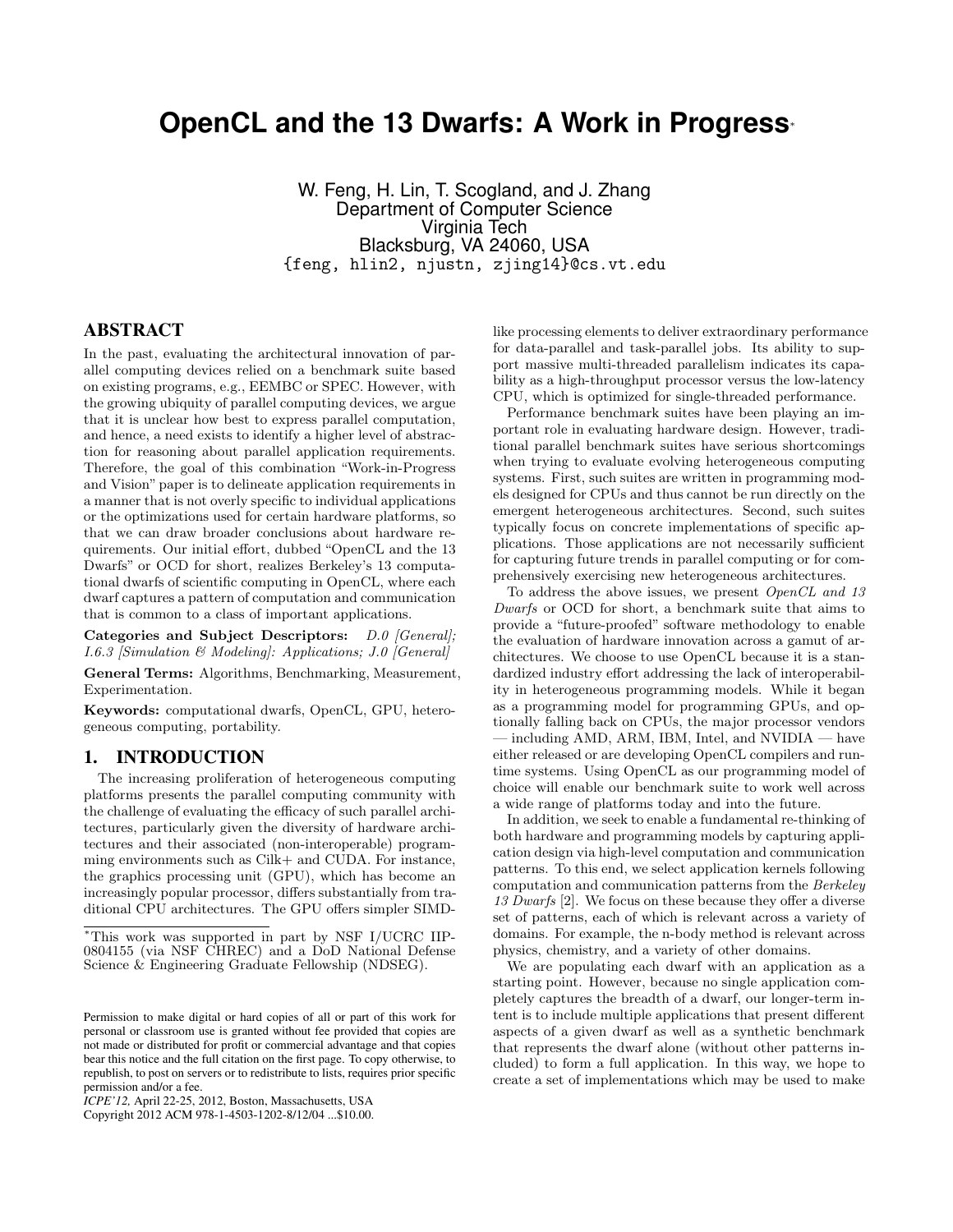# OpenCL and the 13 Dwarfs: A Work in Progress*

W. Feng, H. Lin, T. Scogland, and J. Zhang
Department of Computer Science
Virginia Tech
Blacksburg, VA 24060, USA
{feng, hlin2, njustn, zjing14}@cs.vt.edu

## ABSTRACT

In the past, evaluating the architectural innovation of parallel computing devices relied on a benchmark suite based on existing programs, e.g., EEMBC or SPEC. However, with the growing ubiquity of parallel computing devices, we argue that it is unclear how best to express parallel computation, and hence, a need exists to identify a higher level of abstraction for reasoning about parallel application requirements. Therefore, the goal of this combination "Work-in-Progress and Vision" paper is to delineate application requirements in a manner that is not overly specific to individual applications or the optimizations used for certain hardware platforms, so that we can draw broader conclusions about hardware requirements. Our initial effort, dubbed "OpenCL and the 13 Dwarfs" or OCD for short, realizes Berkeley's 13 computational dwarfs of scientific computing in OpenCL, where each dwarf captures a pattern of computation and communication that is common to a class of important applications.

**Categories and Subject Descriptors:** *D.0 [General]; I.6.3 [Simulation & Modeling]: Applications; J.0 [General]*

**General Terms:** Algorithms, Benchmarking, Measurement, Experimentation.

**Keywords:** computational dwarfs, OpenCL, GPU, heterogeneous computing, portability.

## 1. INTRODUCTION

The increasing proliferation of heterogeneous computing platforms presents the parallel computing community with the challenge of evaluating the efficacy of such parallel architectures, particularly given the diversity of hardware architectures and their associated (non-interoperable) programming environments such as Cilk+ and CUDA. For instance, the graphics processing unit (GPU), which has become an increasingly popular processor, differs substantially from traditional CPU architectures. The GPU offers simpler SIMD-like processing elements to deliver extraordinary performance for data-parallel and task-parallel jobs. Its ability to support massive multi-threaded parallelism indicates its capability as a high-throughput processor versus the low-latency CPU, which is optimized for single-threaded performance.

Performance benchmark suites have been playing an important role in evaluating hardware design. However, traditional parallel benchmark suites have serious shortcomings when trying to evaluate evolving heterogeneous computing systems. First, such suites are written in programming models designed for CPUs and thus cannot be run directly on the emergent heterogeneous architectures. Second, such suites typically focus on concrete implementations of specific applications. Those applications are not necessarily sufficient for capturing future trends in parallel computing or for comprehensively exercising new heterogeneous architectures.

To address the above issues, we present *OpenCL and 13 Dwarfs* or OCD for short, a benchmark suite that aims to provide a "future-proofed" software methodology to enable the evaluation of hardware innovation across a gamut of architectures. We choose to use OpenCL because it is a standardized industry effort addressing the lack of interoperability in heterogeneous programming models. While it began as a programming model for programming GPUs, and optionally falling back on CPUs, the major processor vendors — including AMD, ARM, IBM, Intel, and NVIDIA — have either released or are developing OpenCL compilers and runtime systems. Using OpenCL as our programming model of choice will enable our benchmark suite to work well across a wide range of platforms today and into the future.

In addition, we seek to enable a fundamental re-thinking of both hardware and programming models by capturing application design via high-level computation and communication patterns. To this end, we select application kernels following computation and communication patterns from the *Berkeley 13 Dwarfs* [2]. We focus on these because they offer a diverse set of patterns, each of which is relevant across a variety of domains. For example, the n-body method is relevant across physics, chemistry, and a variety of other domains.

We are populating each dwarf with an application as a starting point. However, because no single application completely captures the breadth of a dwarf, our longer-term intent is to include multiple applications that present different aspects of a given dwarf as well as a synthetic benchmark that represents the dwarf alone (without other patterns included) to form a full application. In this way, we hope to create a set of implementations which may be used to make

*This work was supported in part by NSF I/UCRC IIP-0804155 (via NSF CHREC) and a DoD National Defense Science & Engineering Graduate Fellowship (NDSEG).

Permission to make digital or hard copies of all or part of this work for personal or classroom use is granted without fee provided that copies are not made or distributed for profit or commercial advantage and that copies bear this notice and the full citation on the first page. To copy otherwise, to republish, to post on servers or to redistribute to lists, requires prior specific permission and/or a fee.
*ICPE'12,* April 22-25, 2012, Boston, Massachusetts, USA
Copyright 2012 ACM 978-1-4503-1202-8/12/04 ...$10.00.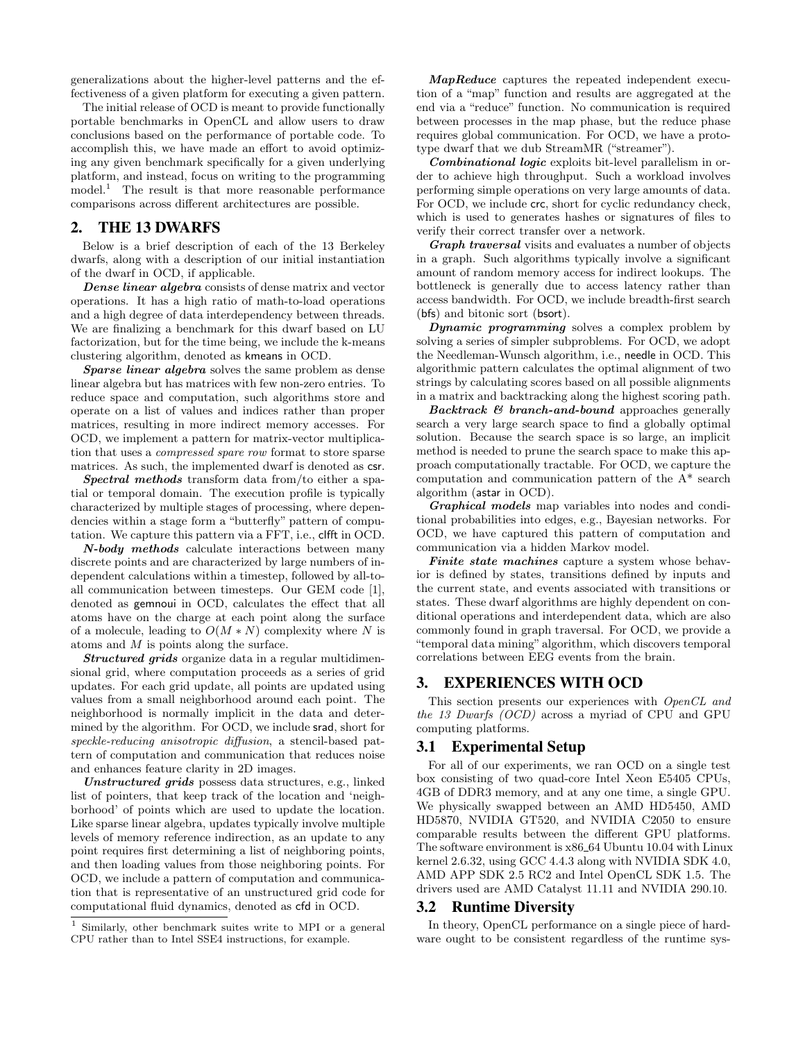generalizations about the higher-level patterns and the effectiveness of a given platform for executing a given pattern.

The initial release of OCD is meant to provide functionally portable benchmarks in OpenCL and allow users to draw conclusions based on the performance of portable code. To accomplish this, we have made an effort to avoid optimizing any given benchmark specifically for a given underlying platform, and instead, focus on writing to the programming model.[1] The result is that more reasonable performance comparisons across different architectures are possible.

## 2. THE 13 DWARFS

Below is a brief description of each of the 13 Berkeley dwarfs, along with a description of our initial instantiation of the dwarf in OCD, if applicable.

***Dense linear algebra*** consists of dense matrix and vector operations. It has a high ratio of math-to-load operations and a high degree of data interdependency between threads. We are finalizing a benchmark for this dwarf based on LU factorization, but for the time being, we include the k-means clustering algorithm, denoted as kmeans in OCD.

***Sparse linear algebra*** solves the same problem as dense linear algebra but has matrices with few non-zero entries. To reduce space and computation, such algorithms store and operate on a list of values and indices rather than proper matrices, resulting in more indirect memory accesses. For OCD, we implement a pattern for matrix-vector multiplication that uses a *compressed spare row* format to store sparse matrices. As such, the implemented dwarf is denoted as csr.

***Spectral methods*** transform data from/to either a spatial or temporal domain. The execution profile is typically characterized by multiple stages of processing, where dependencies within a stage form a "butterfly" pattern of computation. We capture this pattern via a FFT, i.e., clfft in OCD.

***N-body methods*** calculate interactions between many discrete points and are characterized by large numbers of independent calculations within a timestep, followed by all-to-all communication between timesteps. Our GEM code [1], denoted as gemnoui in OCD, calculates the effect that all atoms have on the charge at each point along the surface of a molecule, leading to $O(M * N)$ complexity where $N$ is atoms and $M$ is points along the surface.

***Structured grids*** organize data in a regular multidimensional grid, where computation proceeds as a series of grid updates. For each grid update, all points are updated using values from a small neighborhood around each point. The neighborhood is normally implicit in the data and determined by the algorithm. For OCD, we include srad, short for *speckle-reducing anisotropic diffusion*, a stencil-based pattern of computation and communication that reduces noise and enhances feature clarity in 2D images.

***Unstructured grids*** possess data structures, e.g., linked list of pointers, that keep track of the location and 'neighborhood' of points which are used to update the location. Like sparse linear algebra, updates typically involve multiple levels of memory reference indirection, as an update to any point requires first determining a list of neighboring points, and then loading values from those neighboring points. For OCD, we include a pattern of computation and communication that is representative of an unstructured grid code for computational fluid dynamics, denoted as cfd in OCD.

[1] Similarly, other benchmark suites write to MPI or a general CPU rather than to Intel SSE4 instructions, for example.

***MapReduce*** captures the repeated independent execution of a "map" function and results are aggregated at the end via a "reduce" function. No communication is required between processes in the map phase, but the reduce phase requires global communication. For OCD, we have a prototype dwarf that we dub StreamMR ("streamer").

***Combinational logic*** exploits bit-level parallelism in order to achieve high throughput. Such a workload involves performing simple operations on very large amounts of data. For OCD, we include crc, short for cyclic redundancy check, which is used to generates hashes or signatures of files to verify their correct transfer over a network.

***Graph traversal*** visits and evaluates a number of objects in a graph. Such algorithms typically involve a significant amount of random memory access for indirect lookups. The bottleneck is generally due to access latency rather than access bandwidth. For OCD, we include breadth-first search (bfs) and bitonic sort (bsort).

***Dynamic programming*** solves a complex problem by solving a series of simpler subproblems. For OCD, we adopt the Needleman-Wunsch algorithm, i.e., needle in OCD. This algorithmic pattern calculates the optimal alignment of two strings by calculating scores based on all possible alignments in a matrix and backtracking along the highest scoring path.

***Backtrack & branch-and-bound*** approaches generally search a very large search space to find a globally optimal solution. Because the search space is so large, an implicit method is needed to prune the search space to make this approach computationally tractable. For OCD, we capture the computation and communication pattern of the A* search algorithm (astar in OCD).

***Graphical models*** map variables into nodes and conditional probabilities into edges, e.g., Bayesian networks. For OCD, we have captured this pattern of computation and communication via a hidden Markov model.

***Finite state machines*** capture a system whose behavior is defined by states, transitions defined by inputs and the current state, and events associated with transitions or states. These dwarf algorithms are highly dependent on conditional operations and interdependent data, which are also commonly found in graph traversal. For OCD, we provide a "temporal data mining" algorithm, which discovers temporal correlations between EEG events from the brain.

## 3. EXPERIENCES WITH OCD

This section presents our experiences with *OpenCL and the 13 Dwarfs (OCD)* across a myriad of CPU and GPU computing platforms.

### 3.1 Experimental Setup

For all of our experiments, we ran OCD on a single test box consisting of two quad-core Intel Xeon E5405 CPUs, 4GB of DDR3 memory, and at any one time, a single GPU. We physically swapped between an AMD HD5450, AMD HD5870, NVIDIA GT520, and NVIDIA C2050 to ensure comparable results between the different GPU platforms. The software environment is x86_64 Ubuntu 10.04 with Linux kernel 2.6.32, using GCC 4.4.3 along with NVIDIA SDK 4.0, AMD APP SDK 2.5 RC2 and Intel OpenCL SDK 1.5. The drivers used are AMD Catalyst 11.11 and NVIDIA 290.10.

### 3.2 Runtime Diversity

In theory, OpenCL performance on a single piece of hardware ought to be consistent regardless of the runtime sys-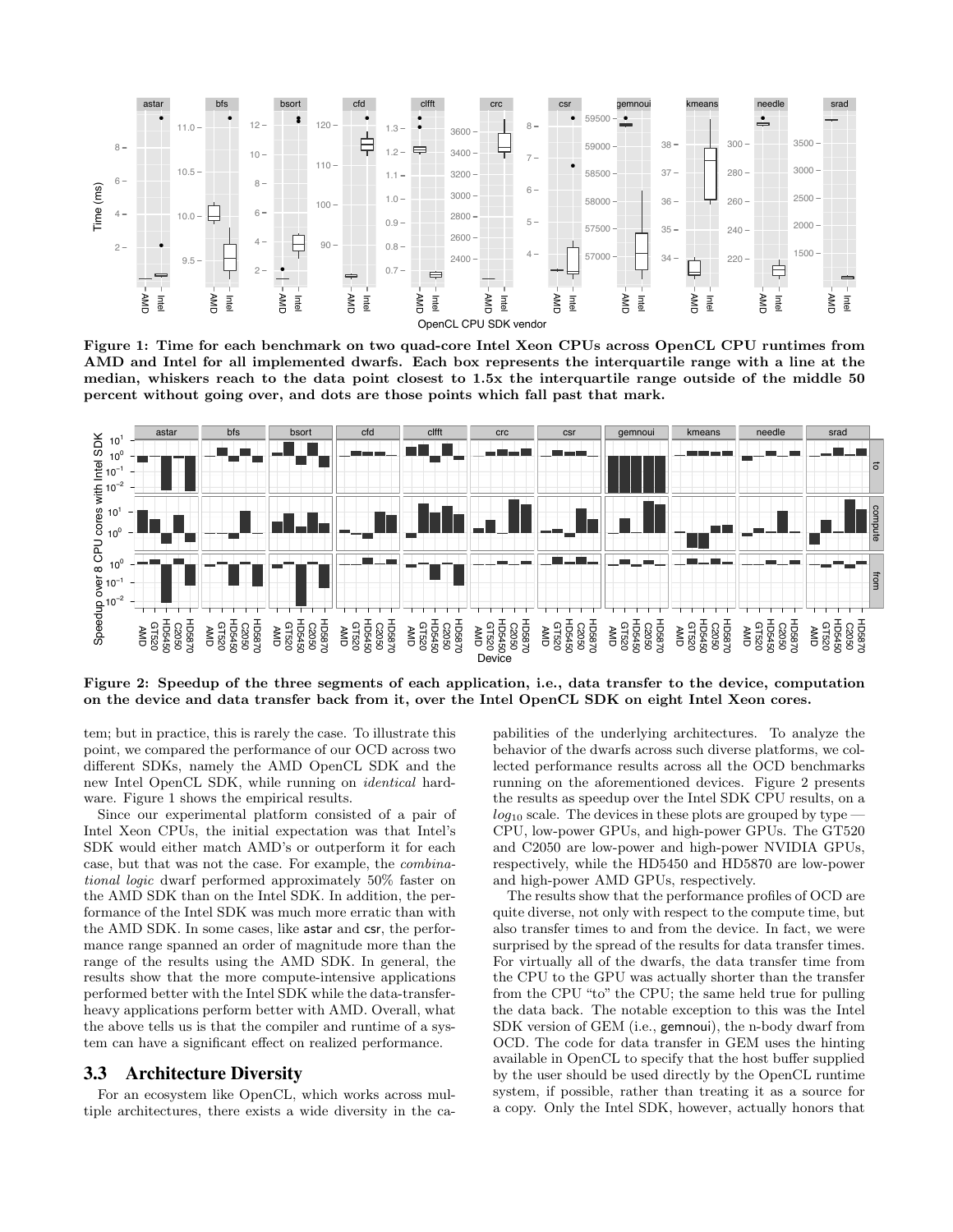**Figure 1: Time for each benchmark on two quad-core Intel Xeon CPUs across OpenCL CPU runtimes from AMD and Intel for all implemented dwarfs. Each box represents the interquartile range with a line at the median, whiskers reach to the data point closest to 1.5x the interquartile range outside of the middle 50 percent without going over, and dots are those points which fall past that mark.**

**Figure 2: Speedup of the three segments of each application, i.e., data transfer to the device, computation on the device and data transfer back from it, over the Intel OpenCL SDK on eight Intel Xeon cores.**

tem; but in practice, this is rarely the case. To illustrate this point, we compared the performance of our OCD across two different SDKs, namely the AMD OpenCL SDK and the new Intel OpenCL SDK, while running on *identical* hardware. Figure 1 shows the empirical results.

Since our experimental platform consisted of a pair of Intel Xeon CPUs, the initial expectation was that Intel's SDK would either match AMD's or outperform it for each case, but that was not the case. For example, the *combinational logic* dwarf performed approximately 50% faster on the AMD SDK than on the Intel SDK. In addition, the performance of the Intel SDK was much more erratic than with the AMD SDK. In some cases, like astar and csr, the performance range spanned an order of magnitude more than the range of the results using the AMD SDK. In general, the results show that the more compute-intensive applications performed better with the Intel SDK while the data-transfer-heavy applications perform better with AMD. Overall, what the above tells us is that the compiler and runtime of a system can have a significant effect on realized performance.

## 3.3 Architecture Diversity

For an ecosystem like OpenCL, which works across multiple architectures, there exists a wide diversity in the capabilities of the underlying architectures. To analyze the behavior of the dwarfs across such diverse platforms, we collected performance results across all the OCD benchmarks running on the aforementioned devices. Figure 2 presents the results as speedup over the Intel SDK CPU results, on a $log_{10}$ scale. The devices in these plots are grouped by type — CPU, low-power GPUs, and high-power GPUs. The GT520 and C2050 are low-power and high-power NVIDIA GPUs, respectively, while the HD5450 and HD5870 are low-power and high-power AMD GPUs, respectively.

The results show that the performance profiles of OCD are quite diverse, not only with respect to the compute time, but also transfer times to and from the device. In fact, we were surprised by the spread of the results for data transfer times. For virtually all of the dwarfs, the data transfer time from the CPU to the GPU was actually shorter than the transfer from the CPU "to" the CPU; the same held true for pulling the data back. The notable exception to this was the Intel SDK version of GEM (i.e., gemnoui), the n-body dwarf from OCD. The code for data transfer in GEM uses the hinting available in OpenCL to specify that the host buffer supplied by the user should be used directly by the OpenCL runtime system, if possible, rather than treating it as a source for a copy. Only the Intel SDK, however, actually honors that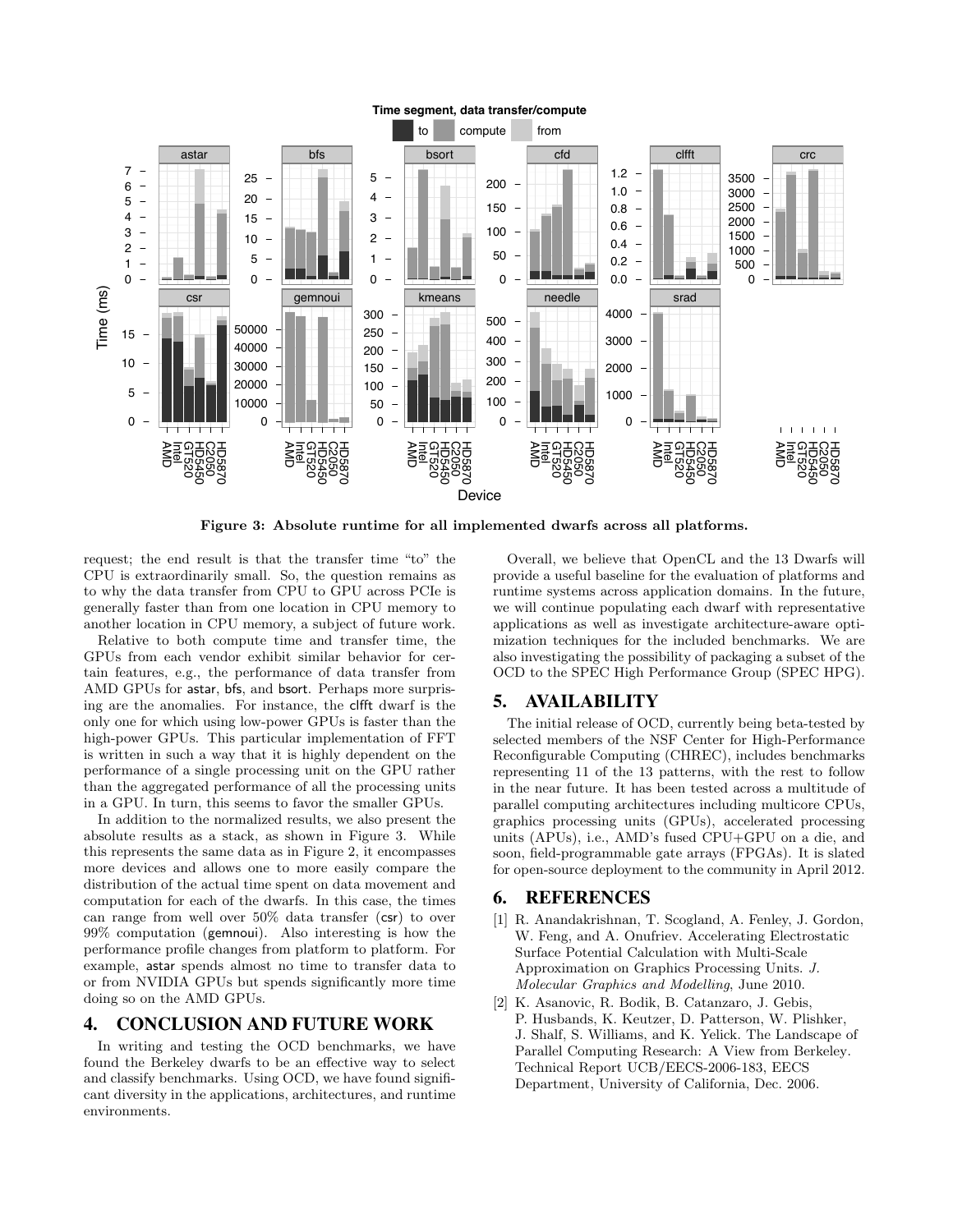Time segment, data transfer/compute

to compute from

astar bfs bsort cfd clfft crc

csr gemnoui kmeans needle srad

Time (ms)

Device

AMD Intel GT520 HD5450 C2050 HD5870

**Figure 3: Absolute runtime for all implemented dwarfs across all platforms.**

request; the end result is that the transfer time "to" the CPU is extraordinarily small. So, the question remains as to why the data transfer from CPU to GPU across PCIe is generally faster than from one location in CPU memory to another location in CPU memory, a subject of future work.

Relative to both compute time and transfer time, the GPUs from each vendor exhibit similar behavior for certain features, e.g., the performance of data transfer from AMD GPUs for astar, bfs, and bsort. Perhaps more surprising are the anomalies. For instance, the clfft dwarf is the only one for which using low-power GPUs is faster than the high-power GPUs. This particular implementation of FFT is written in such a way that it is highly dependent on the performance of a single processing unit on the GPU rather than the aggregated performance of all the processing units in a GPU. In turn, this seems to favor the smaller GPUs.

In addition to the normalized results, we also present the absolute results as a stack, as shown in Figure 3. While this represents the same data as in Figure 2, it encompasses more devices and allows one to more easily compare the distribution of the actual time spent on data movement and computation for each of the dwarfs. In this case, the times can range from well over 50% data transfer (csr) to over 99% computation (gemnoui). Also interesting is how the performance profile changes from platform to platform. For example, astar spends almost no time to transfer data to or from NVIDIA GPUs but spends significantly more time doing so on the AMD GPUs.

## 4. CONCLUSION AND FUTURE WORK

In writing and testing the OCD benchmarks, we have found the Berkeley dwarfs to be an effective way to select and classify benchmarks. Using OCD, we have found significant diversity in the applications, architectures, and runtime environments.

Overall, we believe that OpenCL and the 13 Dwarfs will provide a useful baseline for the evaluation of platforms and runtime systems across application domains. In the future, we will continue populating each dwarf with representative applications as well as investigate architecture-aware optimization techniques for the included benchmarks. We are also investigating the possibility of packaging a subset of the OCD to the SPEC High Performance Group (SPEC HPG).

## 5. AVAILABILITY

The initial release of OCD, currently being beta-tested by selected members of the NSF Center for High-Performance Reconfigurable Computing (CHREC), includes benchmarks representing 11 of the 13 patterns, with the rest to follow in the near future. It has been tested across a multitude of parallel computing architectures including multicore CPUs, graphics processing units (GPUs), accelerated processing units (APUs), i.e., AMD's fused CPU+GPU on a die, and soon, field-programmable gate arrays (FPGAs). It is slated for open-source deployment to the community in April 2012.

## 6. REFERENCES

[1] R. Anandakrishnan, T. Scogland, A. Fenley, J. Gordon, W. Feng, and A. Onufriev. Accelerating Electrostatic Surface Potential Calculation with Multi-Scale Approximation on Graphics Processing Units. *J. Molecular Graphics and Modelling*, June 2010.

[2] K. Asanovic, R. Bodik, B. Catanzaro, J. Gebis, P. Husbands, K. Keutzer, D. Patterson, W. Plishker, J. Shalf, S. Williams, and K. Yelick. The Landscape of Parallel Computing Research: A View from Berkeley. Technical Report UCB/EECS-2006-183, EECS Department, University of California, Dec. 2006.